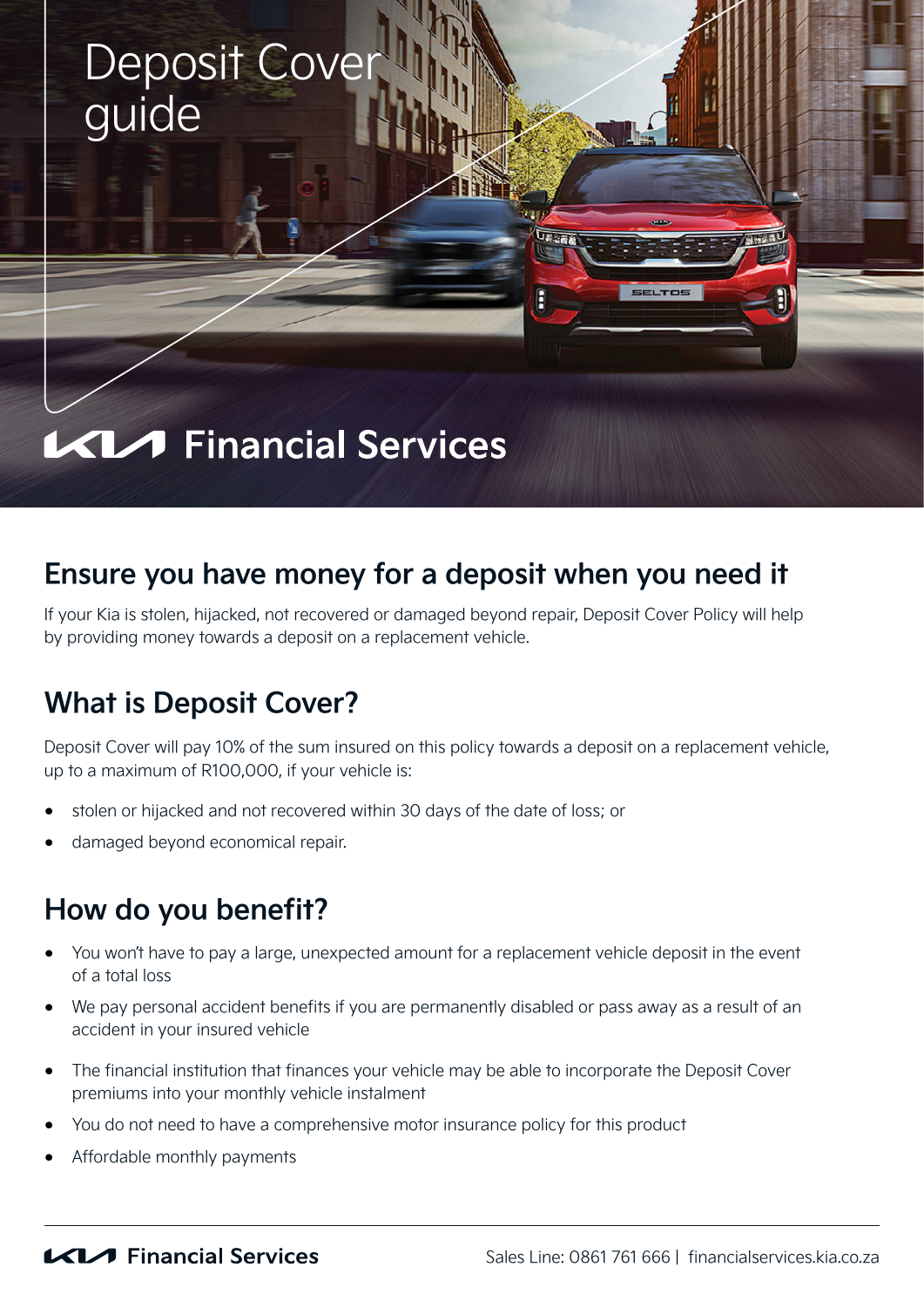# Deposit Cover guide

Kia Financial Services

## Ensure you have money for a deposit when you need it

If your Kia is stolen, hijacked, not recovered or damaged beyond repair, Deposit Cover Policy will help by providing money towards a deposit on a replacement vehicle.

## What is Deposit Cover?

Deposit Cover will pay 10% of the sum insured on this policy towards a deposit on a replacement vehicle, up to a maximum of R100,000, if your vehicle is:

- stolen or hijacked and not recovered within 30 days of the date of loss; or
- damaged beyond economical repair.

## How do you benefit?

- You won't have to pay a large, unexpected amount for a replacement vehicle deposit in the event of a total loss
- We pay personal accident benefits if you are permanently disabled or pass away as a result of an accident in your insured vehicle
- The financial institution that finances your vehicle may be able to incorporate the Deposit Cover premiums into your monthly vehicle instalment
- You do not need to have a comprehensive motor insurance policy for this product
- Affordable monthly payments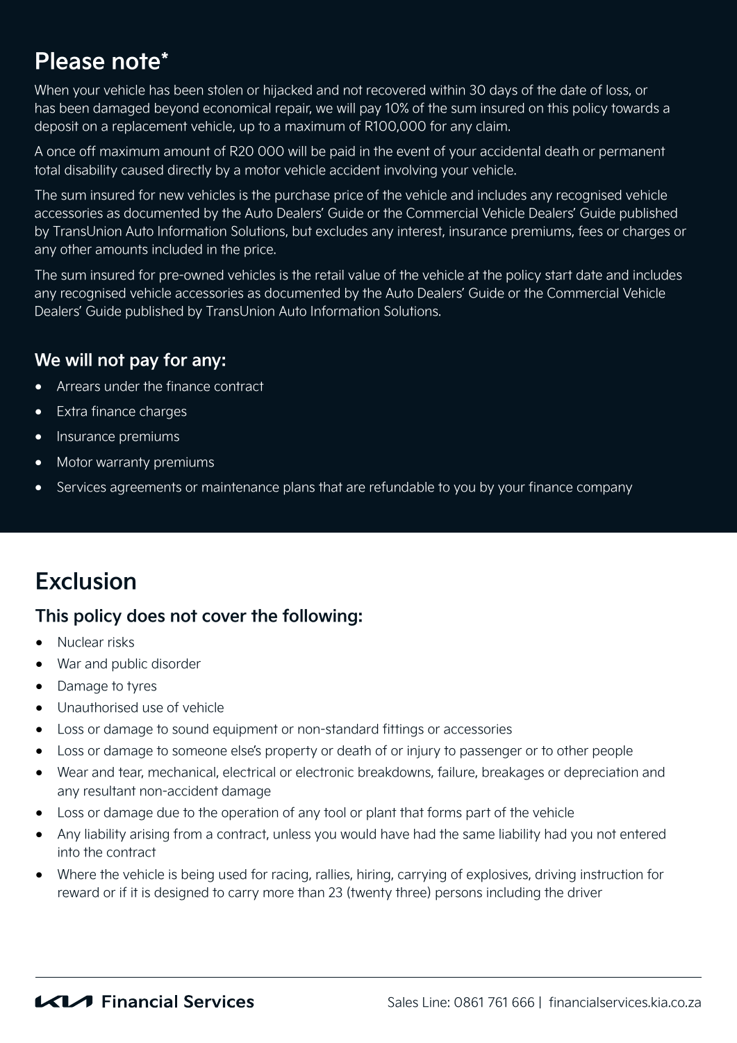## Please note*

When your vehicle has been stolen or hijacked and not recovered within 30 days of the date of loss, or has been damaged beyond economical repair, we will pay 10% of the sum insured on this policy towards a deposit on a replacement vehicle, up to a maximum of R100,000 for any claim.

A once off maximum amount of R20 000 will be paid in the event of your accidental death or permanent total disability caused directly by a motor vehicle accident involving your vehicle.

The sum insured for new vehicles is the purchase price of the vehicle and includes any recognised vehicle accessories as documented by the Auto Dealers' Guide or the Commercial Vehicle Dealers' Guide published by TransUnion Auto Information Solutions, but excludes any interest, insurance premiums, fees or charges or any other amounts included in the price.

The sum insured for pre-owned vehicles is the retail value of the vehicle at the policy start date and includes any recognised vehicle accessories as documented by the Auto Dealers' Guide or the Commercial Vehicle Dealers' Guide published by TransUnion Auto Information Solutions.

### We will not pay for any:

- Arrears under the finance contract
- Extra finance charges
- Insurance premiums
- Motor warranty premiums
- Services agreements or maintenance plans that are refundable to you by your finance company

## Exclusion

### This policy does not cover the following:

- Nuclear risks
- War and public disorder
- Damage to tyres
- Unauthorised use of vehicle
- Loss or damage to sound equipment or non-standard fittings or accessories
- Loss or damage to someone else's property or death of or injury to passenger or to other people
- Wear and tear, mechanical, electrical or electronic breakdowns, failure, breakages or depreciation and any resultant non-accident damage
- Loss or damage due to the operation of any tool or plant that forms part of the vehicle
- Any liability arising from a contract, unless you would have had the same liability had you not entered into the contract
- Where the vehicle is being used for racing, rallies, hiring, carrying of explosives, driving instruction for reward or if it is designed to carry more than 23 (twenty three) persons including the driver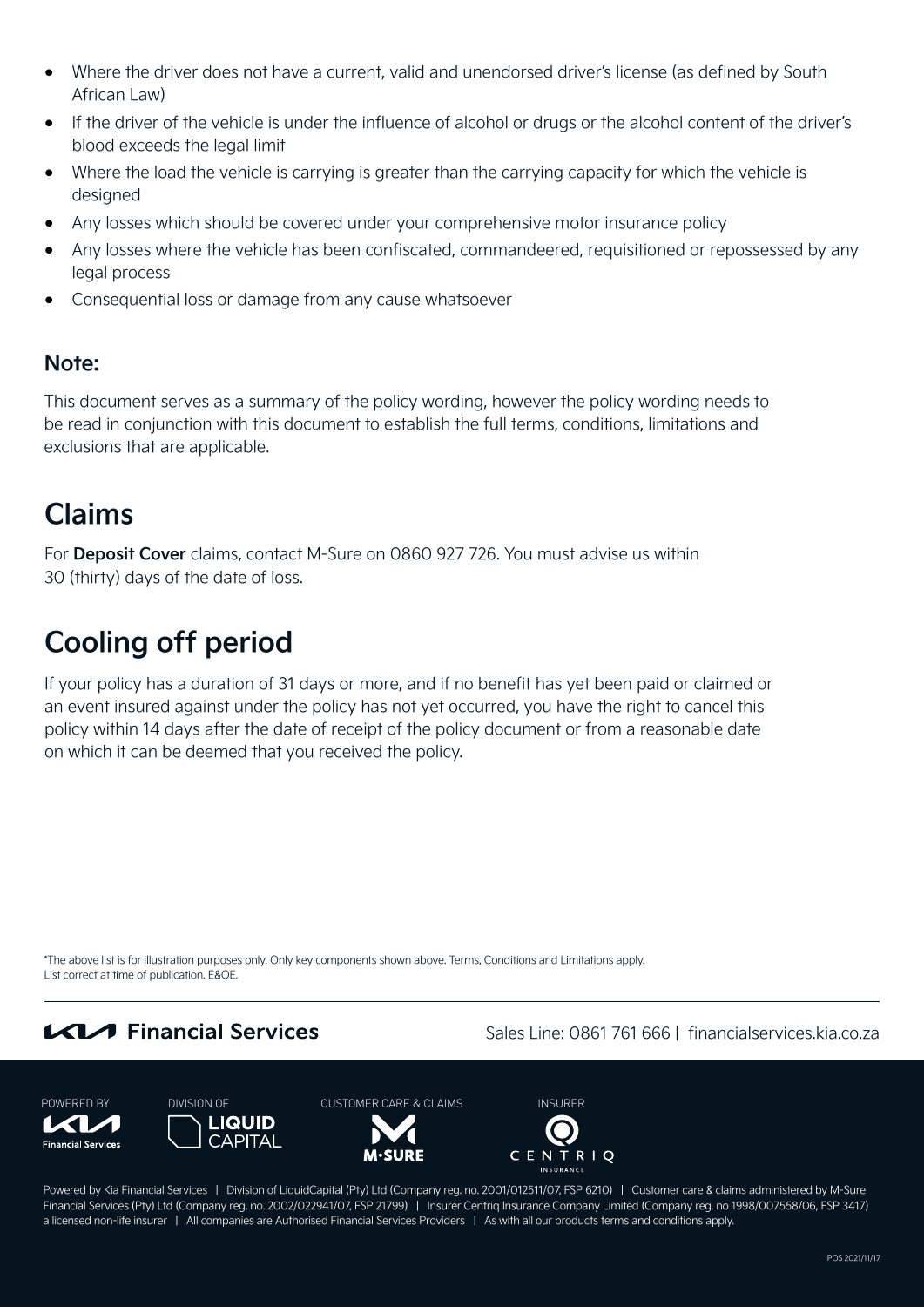- Where the driver does not have a current, valid and unendorsed driver's license (as defined by South African Law)
- If the driver of the vehicle is under the influence of alcohol or drugs or the alcohol content of the driver's blood exceeds the legal limit
- Where the load the vehicle is carrying is greater than the carrying capacity for which the vehicle is designed
- Any losses which should be covered under your comprehensive motor insurance policy
- Any losses where the vehicle has been confiscated, commandeered, requisitioned or repossessed by any legal process
- Consequential loss or damage from any cause whatsoever

### Note:

This document serves as a summary of the policy wording, however the policy wording needs to be read in conjunction with this document to establish the full terms, conditions, limitations and exclusions that are applicable.

## Claims

For **Deposit Cover** claims, contact M-Sure on 0860 927 726. You must advise us within 30 (thirty) days of the date of loss.

## Cooling off period

If your policy has a duration of 31 days or more, and if no benefit has yet been paid or claimed or an event insured against under the policy has not yet occurred, you have the right to cancel this policy within 14 days after the date of receipt of the policy document or from a reasonable date on which it can be deemed that you received the policy.

*The above list is for illustration purposes only. Only key components shown above. Terms, Conditions and Limitations apply. List correct at time of publication. E&OE.

KIA Financial Services

Sales Line: 0861 761 666 | financialservices.kia.co.za

POWERED BY Kia Financial Services | DIVISION OF LIQUID CAPITAL | CUSTOMER CARE & CLAIMS M·SURE | INSURER CENTRIQ INSURANCE

Powered by Kia Financial Services | Division of LiquidCapital (Pty) Ltd (Company reg. no. 2001/012511/07, FSP 6210) | Customer care & claims administered by M-Sure Financial Services (Pty) Ltd (Company reg. no. 2002/022941/07, FSP 21799) | Insurer Centriq Insurance Company Limited (Company reg. no 1998/007558/06, FSP 3417) a licensed non-life insurer | All companies are Authorised Financial Services Providers | As with all our products terms and conditions apply.

POS 2021/11/17